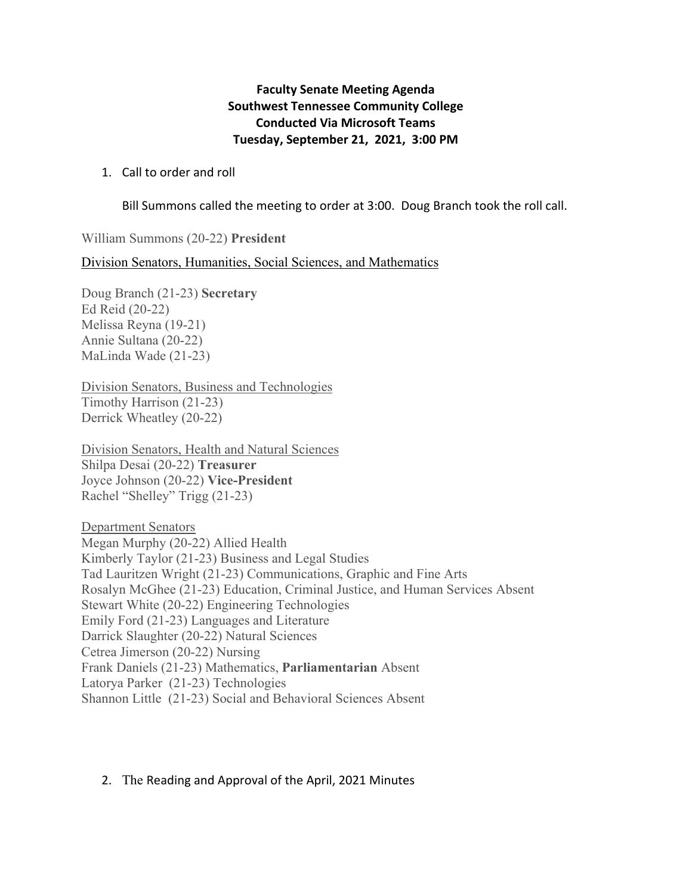**Faculty Senate Meeting Agenda**
**Southwest Tennessee Community College**
**Conducted Via Microsoft Teams**
**Tuesday, September 21, 2021, 3:00 PM**

1. Call to order and roll

   Bill Summons called the meeting to order at 3:00. Doug Branch took the roll call.

William Summons (20-22) **President**

Division Senators, Humanities, Social Sciences, and Mathematics

Doug Branch (21-23) **Secretary**
Ed Reid (20-22)
Melissa Reyna (19-21)
Annie Sultana (20-22)
MaLinda Wade (21-23)

Division Senators, Business and Technologies
Timothy Harrison (21-23)
Derrick Wheatley (20-22)

Division Senators, Health and Natural Sciences
Shilpa Desai (20-22) **Treasurer**
Joyce Johnson (20-22) **Vice-President**
Rachel "Shelley" Trigg (21-23)

Department Senators
Megan Murphy (20-22) Allied Health
Kimberly Taylor (21-23) Business and Legal Studies
Tad Lauritzen Wright (21-23) Communications, Graphic and Fine Arts
Rosalyn McGhee (21-23) Education, Criminal Justice, and Human Services Absent
Stewart White (20-22) Engineering Technologies
Emily Ford (21-23) Languages and Literature
Darrick Slaughter (20-22) Natural Sciences
Cetrea Jimerson (20-22) Nursing
Frank Daniels (21-23) Mathematics, **Parliamentarian** Absent
Latorya Parker (21-23) Technologies
Shannon Little (21-23) Social and Behavioral Sciences Absent

2. The Reading and Approval of the April, 2021 Minutes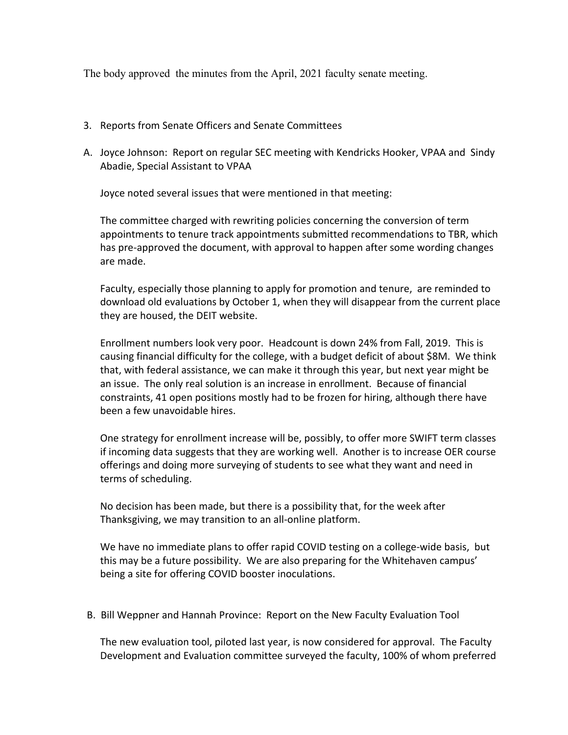The body approved the minutes from the April, 2021 faculty senate meeting.

3. Reports from Senate Officers and Senate Committees

A. Joyce Johnson: Report on regular SEC meeting with Kendricks Hooker, VPAA and Sindy Abadie, Special Assistant to VPAA

   Joyce noted several issues that were mentioned in that meeting:

   The committee charged with rewriting policies concerning the conversion of term appointments to tenure track appointments submitted recommendations to TBR, which has pre-approved the document, with approval to happen after some wording changes are made.

   Faculty, especially those planning to apply for promotion and tenure, are reminded to download old evaluations by October 1, when they will disappear from the current place they are housed, the DEIT website.

   Enrollment numbers look very poor. Headcount is down 24% from Fall, 2019. This is causing financial difficulty for the college, with a budget deficit of about $8M. We think that, with federal assistance, we can make it through this year, but next year might be an issue. The only real solution is an increase in enrollment. Because of financial constraints, 41 open positions mostly had to be frozen for hiring, although there have been a few unavoidable hires.

   One strategy for enrollment increase will be, possibly, to offer more SWIFT term classes if incoming data suggests that they are working well. Another is to increase OER course offerings and doing more surveying of students to see what they want and need in terms of scheduling.

   No decision has been made, but there is a possibility that, for the week after Thanksgiving, we may transition to an all-online platform.

   We have no immediate plans to offer rapid COVID testing on a college-wide basis, but this may be a future possibility. We are also preparing for the Whitehaven campus' being a site for offering COVID booster inoculations.

B. Bill Weppner and Hannah Province: Report on the New Faculty Evaluation Tool

   The new evaluation tool, piloted last year, is now considered for approval. The Faculty Development and Evaluation committee surveyed the faculty, 100% of whom preferred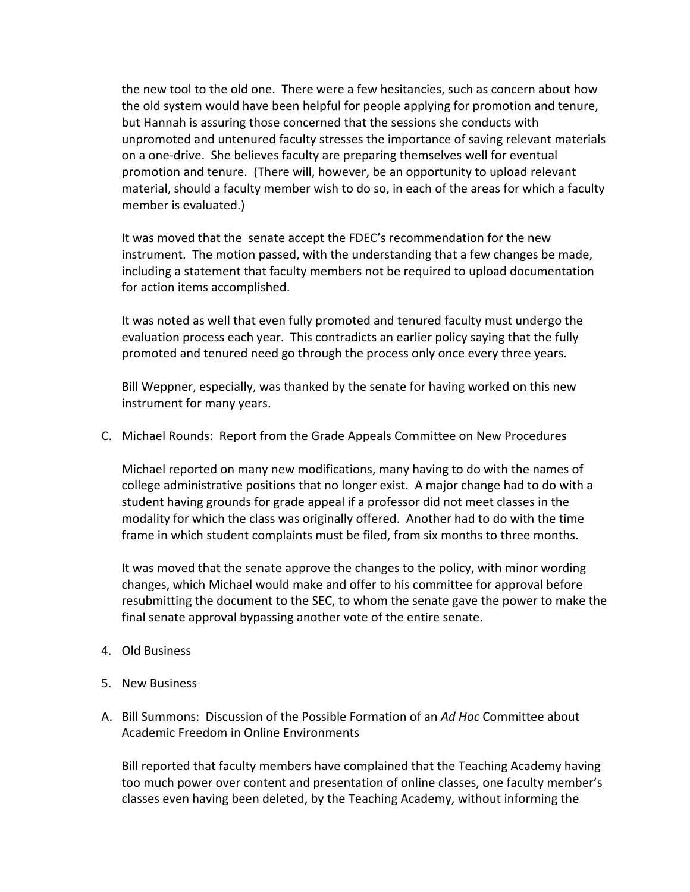the new tool to the old one. There were a few hesitancies, such as concern about how the old system would have been helpful for people applying for promotion and tenure, but Hannah is assuring those concerned that the sessions she conducts with unpromoted and untenured faculty stresses the importance of saving relevant materials on a one-drive. She believes faculty are preparing themselves well for eventual promotion and tenure. (There will, however, be an opportunity to upload relevant material, should a faculty member wish to do so, in each of the areas for which a faculty member is evaluated.)

It was moved that the senate accept the FDEC's recommendation for the new instrument. The motion passed, with the understanding that a few changes be made, including a statement that faculty members not be required to upload documentation for action items accomplished.

It was noted as well that even fully promoted and tenured faculty must undergo the evaluation process each year. This contradicts an earlier policy saying that the fully promoted and tenured need go through the process only once every three years.

Bill Weppner, especially, was thanked by the senate for having worked on this new instrument for many years.

C. Michael Rounds: Report from the Grade Appeals Committee on New Procedures

Michael reported on many new modifications, many having to do with the names of college administrative positions that no longer exist. A major change had to do with a student having grounds for grade appeal if a professor did not meet classes in the modality for which the class was originally offered. Another had to do with the time frame in which student complaints must be filed, from six months to three months.

It was moved that the senate approve the changes to the policy, with minor wording changes, which Michael would make and offer to his committee for approval before resubmitting the document to the SEC, to whom the senate gave the power to make the final senate approval bypassing another vote of the entire senate.

4. Old Business

5. New Business

A. Bill Summons: Discussion of the Possible Formation of an *Ad Hoc* Committee about Academic Freedom in Online Environments

Bill reported that faculty members have complained that the Teaching Academy having too much power over content and presentation of online classes, one faculty member's classes even having been deleted, by the Teaching Academy, without informing the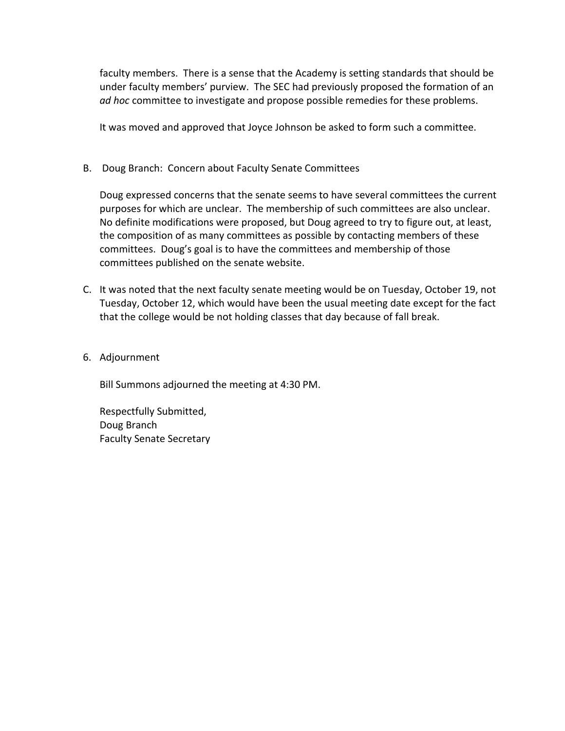faculty members. There is a sense that the Academy is setting standards that should be under faculty members' purview. The SEC had previously proposed the formation of an *ad hoc* committee to investigate and propose possible remedies for these problems.

It was moved and approved that Joyce Johnson be asked to form such a committee.

B. Doug Branch: Concern about Faculty Senate Committees

Doug expressed concerns that the senate seems to have several committees the current purposes for which are unclear. The membership of such committees are also unclear. No definite modifications were proposed, but Doug agreed to try to figure out, at least, the composition of as many committees as possible by contacting members of these committees. Doug's goal is to have the committees and membership of those committees published on the senate website.

C. It was noted that the next faculty senate meeting would be on Tuesday, October 19, not Tuesday, October 12, which would have been the usual meeting date except for the fact that the college would be not holding classes that day because of fall break.

6. Adjournment

Bill Summons adjourned the meeting at 4:30 PM.

Respectfully Submitted,
Doug Branch
Faculty Senate Secretary